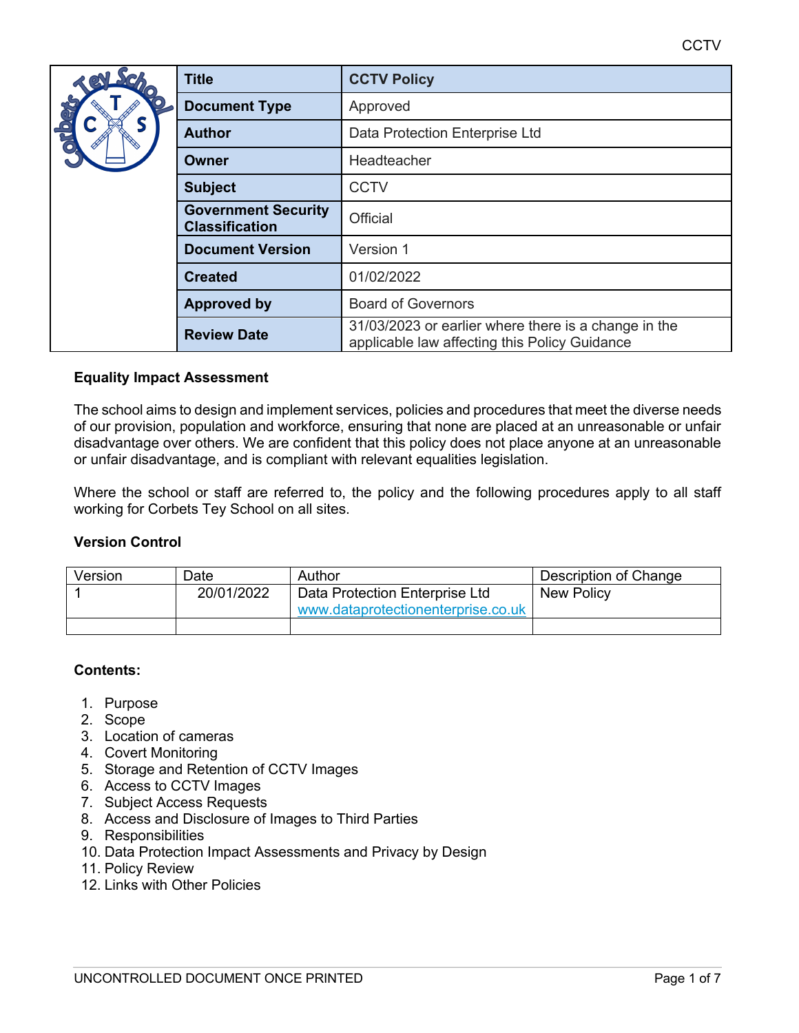| Title | CCTV Policy |
| --- | --- |
| Document Type | Approved |
| Author | Data Protection Enterprise Ltd |
| Owner | Headteacher |
| Subject | CCTV |
| Government Security Classification | Official |
| Document Version | Version 1 |
| Created | 01/02/2022 |
| Approved by | Board of Governors |
| Review Date | 31/03/2023 or earlier where there is a change in the applicable law affecting this Policy Guidance |

**Equality Impact Assessment**

The school aims to design and implement services, policies and procedures that meet the diverse needs of our provision, population and workforce, ensuring that none are placed at an unreasonable or unfair disadvantage over others. We are confident that this policy does not place anyone at an unreasonable or unfair disadvantage, and is compliant with relevant equalities legislation.

Where the school or staff are referred to, the policy and the following procedures apply to all staff working for Corbets Tey School on all sites.

**Version Control**

| Version | Date | Author | Description of Change |
| --- | --- | --- | --- |
| 1 | 20/01/2022 | Data Protection Enterprise Ltd www.dataprotectionenterprise.co.uk | New Policy |
| | | | |

**Contents:**

1. Purpose
2. Scope
3. Location of cameras
4. Covert Monitoring
5. Storage and Retention of CCTV Images
6. Access to CCTV Images
7. Subject Access Requests
8. Access and Disclosure of Images to Third Parties
9. Responsibilities
10. Data Protection Impact Assessments and Privacy by Design
11. Policy Review
12. Links with Other Policies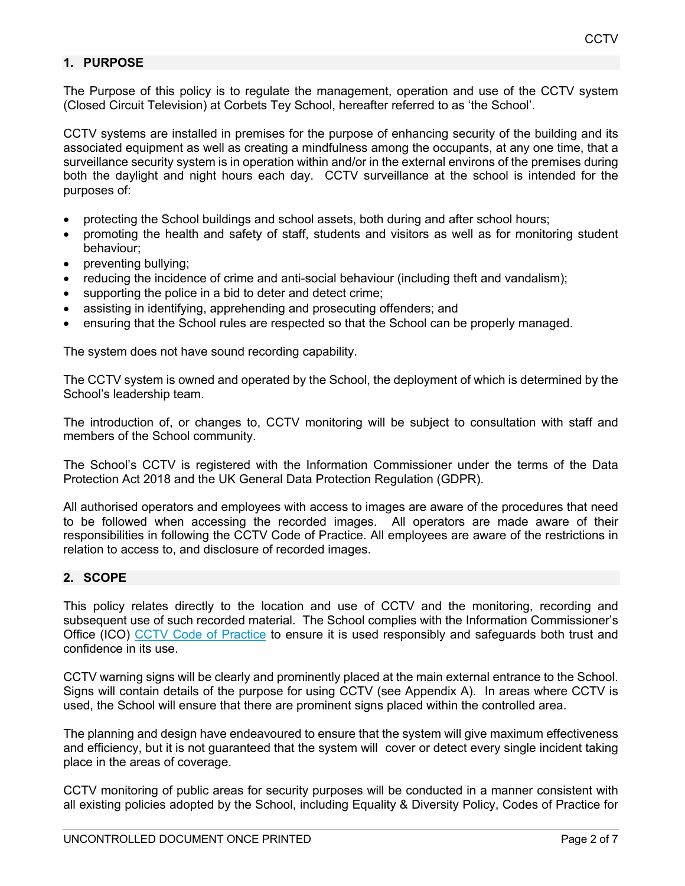## 1. PURPOSE

The Purpose of this policy is to regulate the management, operation and use of the CCTV system (Closed Circuit Television) at Corbets Tey School, hereafter referred to as 'the School'.

CCTV systems are installed in premises for the purpose of enhancing security of the building and its associated equipment as well as creating a mindfulness among the occupants, at any one time, that a surveillance security system is in operation within and/or in the external environs of the premises during both the daylight and night hours each day. CCTV surveillance at the school is intended for the purposes of:

- protecting the School buildings and school assets, both during and after school hours;
- promoting the health and safety of staff, students and visitors as well as for monitoring student behaviour;
- preventing bullying;
- reducing the incidence of crime and anti-social behaviour (including theft and vandalism);
- supporting the police in a bid to deter and detect crime;
- assisting in identifying, apprehending and prosecuting offenders; and
- ensuring that the School rules are respected so that the School can be properly managed.

The system does not have sound recording capability.

The CCTV system is owned and operated by the School, the deployment of which is determined by the School's leadership team.

The introduction of, or changes to, CCTV monitoring will be subject to consultation with staff and members of the School community.

The School's CCTV is registered with the Information Commissioner under the terms of the Data Protection Act 2018 and the UK General Data Protection Regulation (GDPR).

All authorised operators and employees with access to images are aware of the procedures that need to be followed when accessing the recorded images. All operators are made aware of their responsibilities in following the CCTV Code of Practice. All employees are aware of the restrictions in relation to access to, and disclosure of recorded images.

## 2. SCOPE

This policy relates directly to the location and use of CCTV and the monitoring, recording and subsequent use of such recorded material. The School complies with the Information Commissioner's Office (ICO) CCTV Code of Practice to ensure it is used responsibly and safeguards both trust and confidence in its use.

CCTV warning signs will be clearly and prominently placed at the main external entrance to the School. Signs will contain details of the purpose for using CCTV (see Appendix A). In areas where CCTV is used, the School will ensure that there are prominent signs placed within the controlled area.

The planning and design have endeavoured to ensure that the system will give maximum effectiveness and efficiency, but it is not guaranteed that the system will cover or detect every single incident taking place in the areas of coverage.

CCTV monitoring of public areas for security purposes will be conducted in a manner consistent with all existing policies adopted by the School, including Equality & Diversity Policy, Codes of Practice for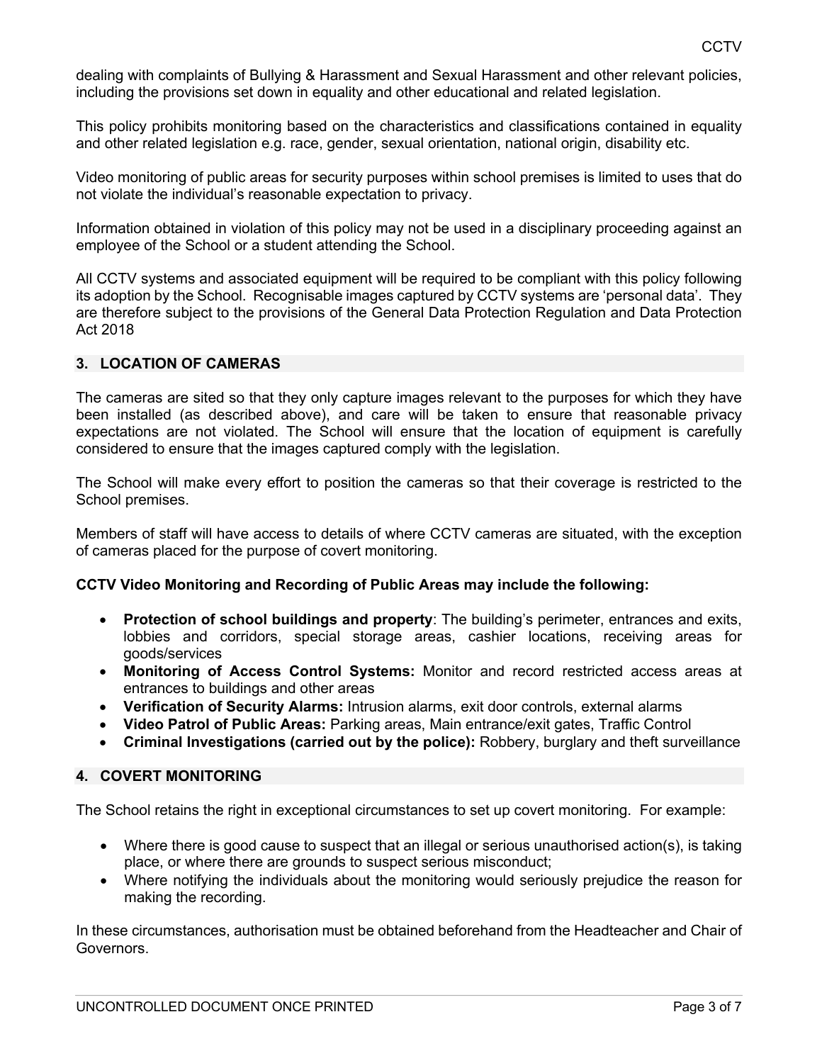dealing with complaints of Bullying & Harassment and Sexual Harassment and other relevant policies, including the provisions set down in equality and other educational and related legislation.

This policy prohibits monitoring based on the characteristics and classifications contained in equality and other related legislation e.g. race, gender, sexual orientation, national origin, disability etc.

Video monitoring of public areas for security purposes within school premises is limited to uses that do not violate the individual's reasonable expectation to privacy.

Information obtained in violation of this policy may not be used in a disciplinary proceeding against an employee of the School or a student attending the School.

All CCTV systems and associated equipment will be required to be compliant with this policy following its adoption by the School. Recognisable images captured by CCTV systems are 'personal data'. They are therefore subject to the provisions of the General Data Protection Regulation and Data Protection Act 2018

## 3. LOCATION OF CAMERAS

The cameras are sited so that they only capture images relevant to the purposes for which they have been installed (as described above), and care will be taken to ensure that reasonable privacy expectations are not violated. The School will ensure that the location of equipment is carefully considered to ensure that the images captured comply with the legislation.

The School will make every effort to position the cameras so that their coverage is restricted to the School premises.

Members of staff will have access to details of where CCTV cameras are situated, with the exception of cameras placed for the purpose of covert monitoring.

**CCTV Video Monitoring and Recording of Public Areas may include the following:**

- **Protection of school buildings and property**: The building's perimeter, entrances and exits, lobbies and corridors, special storage areas, cashier locations, receiving areas for goods/services
- **Monitoring of Access Control Systems:** Monitor and record restricted access areas at entrances to buildings and other areas
- **Verification of Security Alarms:** Intrusion alarms, exit door controls, external alarms
- **Video Patrol of Public Areas:** Parking areas, Main entrance/exit gates, Traffic Control
- **Criminal Investigations (carried out by the police):** Robbery, burglary and theft surveillance

## 4. COVERT MONITORING

The School retains the right in exceptional circumstances to set up covert monitoring. For example:

- Where there is good cause to suspect that an illegal or serious unauthorised action(s), is taking place, or where there are grounds to suspect serious misconduct;
- Where notifying the individuals about the monitoring would seriously prejudice the reason for making the recording.

In these circumstances, authorisation must be obtained beforehand from the Headteacher and Chair of Governors.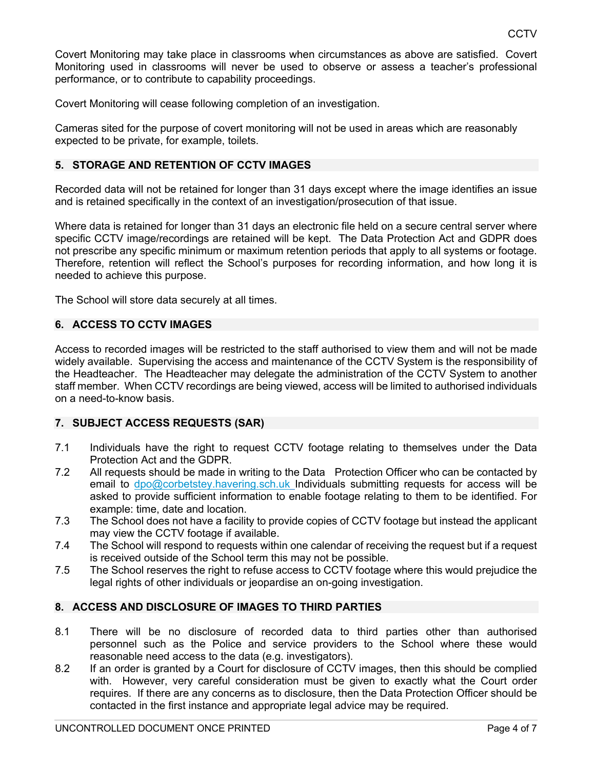Covert Monitoring may take place in classrooms when circumstances as above are satisfied. Covert Monitoring used in classrooms will never be used to observe or assess a teacher's professional performance, or to contribute to capability proceedings.

Covert Monitoring will cease following completion of an investigation.

Cameras sited for the purpose of covert monitoring will not be used in areas which are reasonably expected to be private, for example, toilets.

## 5. STORAGE AND RETENTION OF CCTV IMAGES

Recorded data will not be retained for longer than 31 days except where the image identifies an issue and is retained specifically in the context of an investigation/prosecution of that issue.

Where data is retained for longer than 31 days an electronic file held on a secure central server where specific CCTV image/recordings are retained will be kept. The Data Protection Act and GDPR does not prescribe any specific minimum or maximum retention periods that apply to all systems or footage. Therefore, retention will reflect the School's purposes for recording information, and how long it is needed to achieve this purpose.

The School will store data securely at all times.

## 6. ACCESS TO CCTV IMAGES

Access to recorded images will be restricted to the staff authorised to view them and will not be made widely available. Supervising the access and maintenance of the CCTV System is the responsibility of the Headteacher. The Headteacher may delegate the administration of the CCTV System to another staff member. When CCTV recordings are being viewed, access will be limited to authorised individuals on a need-to-know basis.

## 7. SUBJECT ACCESS REQUESTS (SAR)

7.1 Individuals have the right to request CCTV footage relating to themselves under the Data Protection Act and the GDPR.

7.2 All requests should be made in writing to the Data Protection Officer who can be contacted by email to dpo@corbetstey.havering.sch.uk Individuals submitting requests for access will be asked to provide sufficient information to enable footage relating to them to be identified. For example: time, date and location.

7.3 The School does not have a facility to provide copies of CCTV footage but instead the applicant may view the CCTV footage if available.

7.4 The School will respond to requests within one calendar of receiving the request but if a request is received outside of the School term this may not be possible.

7.5 The School reserves the right to refuse access to CCTV footage where this would prejudice the legal rights of other individuals or jeopardise an on-going investigation.

## 8. ACCESS AND DISCLOSURE OF IMAGES TO THIRD PARTIES

8.1 There will be no disclosure of recorded data to third parties other than authorised personnel such as the Police and service providers to the School where these would reasonable need access to the data (e.g. investigators).

8.2 If an order is granted by a Court for disclosure of CCTV images, then this should be complied with. However, very careful consideration must be given to exactly what the Court order requires. If there are any concerns as to disclosure, then the Data Protection Officer should be contacted in the first instance and appropriate legal advice may be required.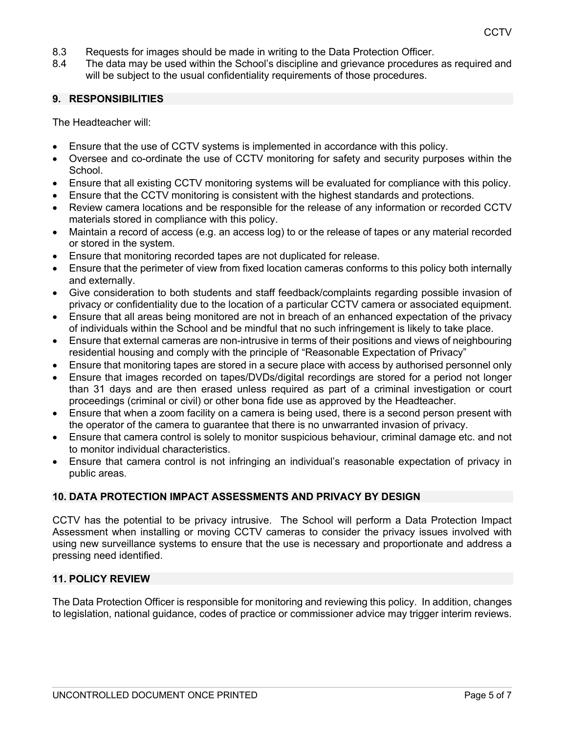8.3 Requests for images should be made in writing to the Data Protection Officer.

8.4 The data may be used within the School's discipline and grievance procedures as required and will be subject to the usual confidentiality requirements of those procedures.

## 9. RESPONSIBILITIES

The Headteacher will:

- Ensure that the use of CCTV systems is implemented in accordance with this policy.
- Oversee and co-ordinate the use of CCTV monitoring for safety and security purposes within the School.
- Ensure that all existing CCTV monitoring systems will be evaluated for compliance with this policy.
- Ensure that the CCTV monitoring is consistent with the highest standards and protections.
- Review camera locations and be responsible for the release of any information or recorded CCTV materials stored in compliance with this policy.
- Maintain a record of access (e.g. an access log) to or the release of tapes or any material recorded or stored in the system.
- Ensure that monitoring recorded tapes are not duplicated for release.
- Ensure that the perimeter of view from fixed location cameras conforms to this policy both internally and externally.
- Give consideration to both students and staff feedback/complaints regarding possible invasion of privacy or confidentiality due to the location of a particular CCTV camera or associated equipment.
- Ensure that all areas being monitored are not in breach of an enhanced expectation of the privacy of individuals within the School and be mindful that no such infringement is likely to take place.
- Ensure that external cameras are non-intrusive in terms of their positions and views of neighbouring residential housing and comply with the principle of "Reasonable Expectation of Privacy"
- Ensure that monitoring tapes are stored in a secure place with access by authorised personnel only
- Ensure that images recorded on tapes/DVDs/digital recordings are stored for a period not longer than 31 days and are then erased unless required as part of a criminal investigation or court proceedings (criminal or civil) or other bona fide use as approved by the Headteacher.
- Ensure that when a zoom facility on a camera is being used, there is a second person present with the operator of the camera to guarantee that there is no unwarranted invasion of privacy.
- Ensure that camera control is solely to monitor suspicious behaviour, criminal damage etc. and not to monitor individual characteristics.
- Ensure that camera control is not infringing an individual's reasonable expectation of privacy in public areas.

## 10. DATA PROTECTION IMPACT ASSESSMENTS AND PRIVACY BY DESIGN

CCTV has the potential to be privacy intrusive. The School will perform a Data Protection Impact Assessment when installing or moving CCTV cameras to consider the privacy issues involved with using new surveillance systems to ensure that the use is necessary and proportionate and address a pressing need identified.

## 11. POLICY REVIEW

The Data Protection Officer is responsible for monitoring and reviewing this policy. In addition, changes to legislation, national guidance, codes of practice or commissioner advice may trigger interim reviews.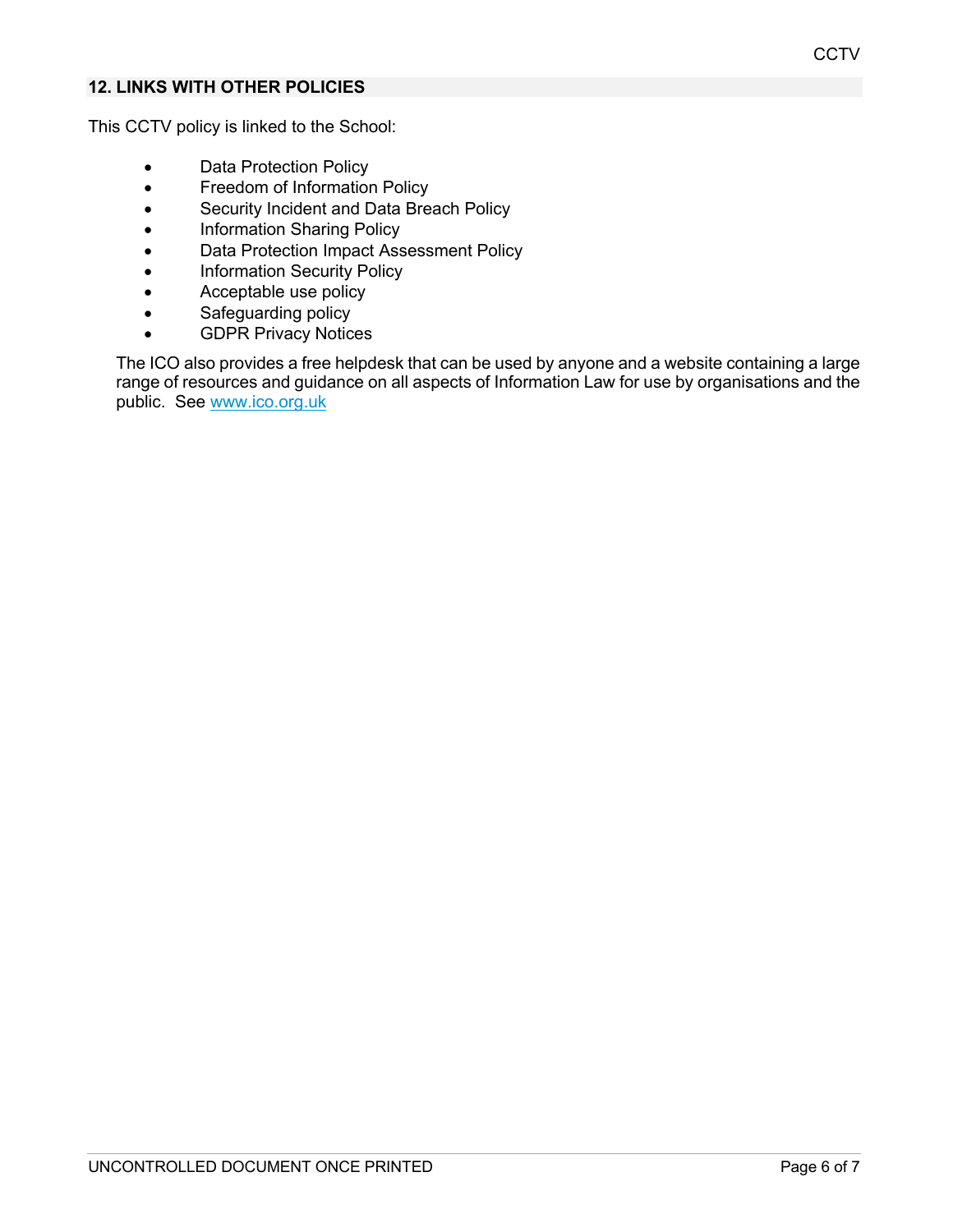## 12. LINKS WITH OTHER POLICIES

This CCTV policy is linked to the School:

- Data Protection Policy
- Freedom of Information Policy
- Security Incident and Data Breach Policy
- Information Sharing Policy
- Data Protection Impact Assessment Policy
- Information Security Policy
- Acceptable use policy
- Safeguarding policy
- GDPR Privacy Notices

The ICO also provides a free helpdesk that can be used by anyone and a website containing a large range of resources and guidance on all aspects of Information Law for use by organisations and the public. See [www.ico.org.uk](http://www.ico.org.uk)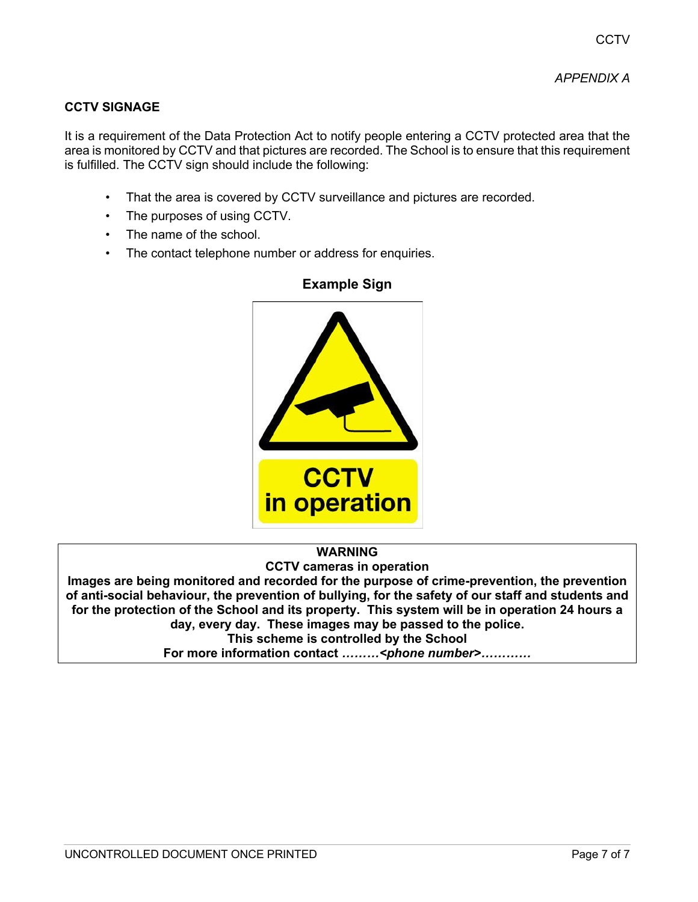*APPENDIX A*

## CCTV SIGNAGE

It is a requirement of the Data Protection Act to notify people entering a CCTV protected area that the area is monitored by CCTV and that pictures are recorded. The School is to ensure that this requirement is fulfilled. The CCTV sign should include the following:

- That the area is covered by CCTV surveillance and pictures are recorded.
- The purposes of using CCTV.
- The name of the school.
- The contact telephone number or address for enquiries.

**Example Sign**

CCTV
in operation

**WARNING**
**CCTV cameras in operation**
**Images are being monitored and recorded for the purpose of crime-prevention, the prevention of anti-social behaviour, the prevention of bullying, for the safety of our staff and students and for the protection of the School and its property. This system will be in operation 24 hours a day, every day. These images may be passed to the police.**
**This scheme is controlled by the School**
**For more information contact *………<phone number>…………***